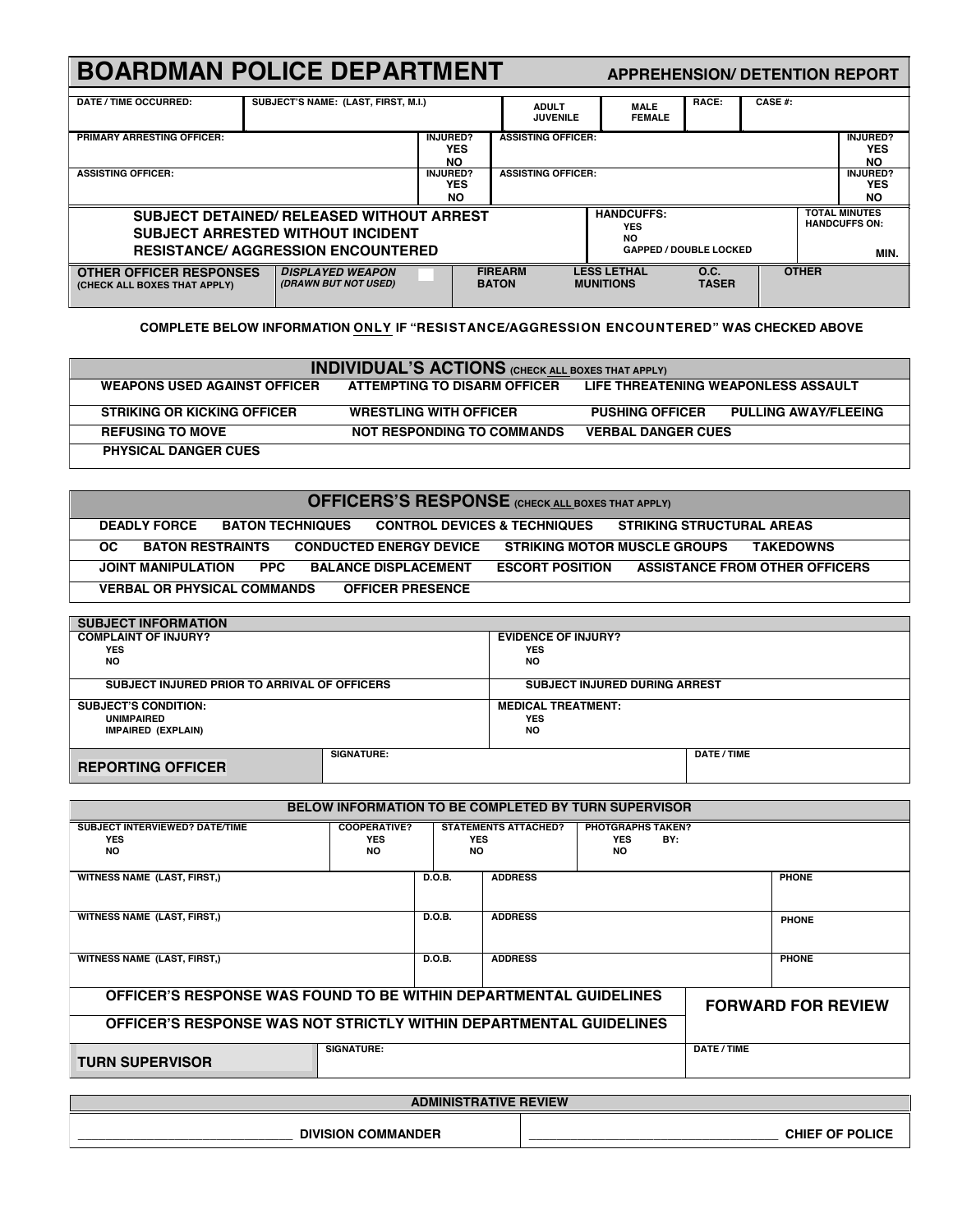# BOARDMAN POLICE DEPARTMENT

## APPREHENSION/ DETENTION REPORT

| DATE / TIME OCCURRED: | SUBJECT'S NAME: (LAST, FIRST, M.I.) | ADULT<br>JUVENILE | MALE<br>FEMALE | RACE: | CASE #: |
|---|---|---|---|---|---|
| | | | | | |

| PRIMARY ARRESTING OFFICER: | INJURED?<br>YES<br>NO | ASSISTING OFFICER: | INJURED?<br>YES<br>NO |
|---|---|---|---|
| **ASSISTING OFFICER:** | **INJURED?<br>YES<br>NO** | **ASSISTING OFFICER:** | **INJURED?<br>YES<br>NO** |

| SUBJECT DETAINED/ RELEASED WITHOUT ARREST<br>SUBJECT ARRESTED WITHOUT INCIDENT<br>RESISTANCE/ AGGRESSION ENCOUNTERED | HANDCUFFS:<br>YES<br>NO<br>GAPPED / DOUBLE LOCKED | TOTAL MINUTES HANDCUFFS ON:<br><br>MIN. |
|---|---|---|

| OTHER OFFICER RESPONSES (CHECK ALL BOXES THAT APPLY) | *DISPLAYED WEAPON (DRAWN BUT NOT USED)* | FIREARM<br>BATON | LESS LETHAL<br>MUNITIONS | O.C.<br>TASER | OTHER |
|---|---|---|---|---|---|

**COMPLETE BELOW INFORMATION ONLY IF "RESISTANCE/AGGRESSION ENCOUNTERED" WAS CHECKED ABOVE**

## INDIVIDUAL'S ACTIONS (CHECK ALL BOXES THAT APPLY)

| | | | |
|---|---|---|---|
| WEAPONS USED AGAINST OFFICER | ATTEMPTING TO DISARM OFFICER | LIFE THREATENING WEAPONLESS ASSAULT | |
| STRIKING OR KICKING OFFICER | WRESTLING WITH OFFICER | PUSHING OFFICER | PULLING AWAY/FLEEING |
| REFUSING TO MOVE | NOT RESPONDING TO COMMANDS | VERBAL DANGER CUES | |
| PHYSICAL DANGER CUES | | | |

## OFFICERS'S RESPONSE (CHECK ALL BOXES THAT APPLY)

| | | | | |
|---|---|---|---|---|
| DEADLY FORCE | BATON TECHNIQUES | CONTROL DEVICES & TECHNIQUES | STRIKING STRUCTURAL AREAS | |
| OC | BATON RESTRAINTS | CONDUCTED ENERGY DEVICE | STRIKING MOTOR MUSCLE GROUPS | TAKEDOWNS |
| JOINT MANIPULATION | PPC | BALANCE DISPLACEMENT | ESCORT POSITION | ASSISTANCE FROM OTHER OFFICERS |
| VERBAL OR PHYSICAL COMMANDS | OFFICER PRESENCE | | | |

## SUBJECT INFORMATION

| | |
|---|---|
| COMPLAINT OF INJURY?<br>YES<br>NO | EVIDENCE OF INJURY?<br>YES<br>NO |
| SUBJECT INJURED PRIOR TO ARRIVAL OF OFFICERS | SUBJECT INJURED DURING ARREST |
| SUBJECT'S CONDITION:<br>UNIMPAIRED<br>IMPAIRED (EXPLAIN) | MEDICAL TREATMENT:<br>YES<br>NO |

| REPORTING OFFICER | SIGNATURE: | DATE / TIME |
|---|---|---|

## BELOW INFORMATION TO BE COMPLETED BY TURN SUPERVISOR

| SUBJECT INTERVIEWED? DATE/TIME<br>YES<br>NO | COOPERATIVE?<br>YES<br>NO | STATEMENTS ATTACHED?<br>YES<br>NO | PHOTGRAPHS TAKEN?<br>YES BY:<br>NO |
|---|---|---|---|

| WITNESS NAME (LAST, FIRST,) | D.O.B. | ADDRESS | PHONE |
|---|---|---|---|
| WITNESS NAME (LAST, FIRST,) | D.O.B. | ADDRESS | PHONE |
| WITNESS NAME (LAST, FIRST,) | D.O.B. | ADDRESS | PHONE |

| | |
|---|---|
| OFFICER'S RESPONSE WAS FOUND TO BE WITHIN DEPARTMENTAL GUIDELINES | FORWARD FOR REVIEW |
| OFFICER'S RESPONSE WAS NOT STRICTLY WITHIN DEPARTMENTAL GUIDELINES | |

| TURN SUPERVISOR | SIGNATURE: | DATE / TIME |
|---|---|---|

## ADMINISTRATIVE REVIEW

| | |
|---|---|
| ______________________________ DIVISION COMMANDER | ____________________________________ CHIEF OF POLICE |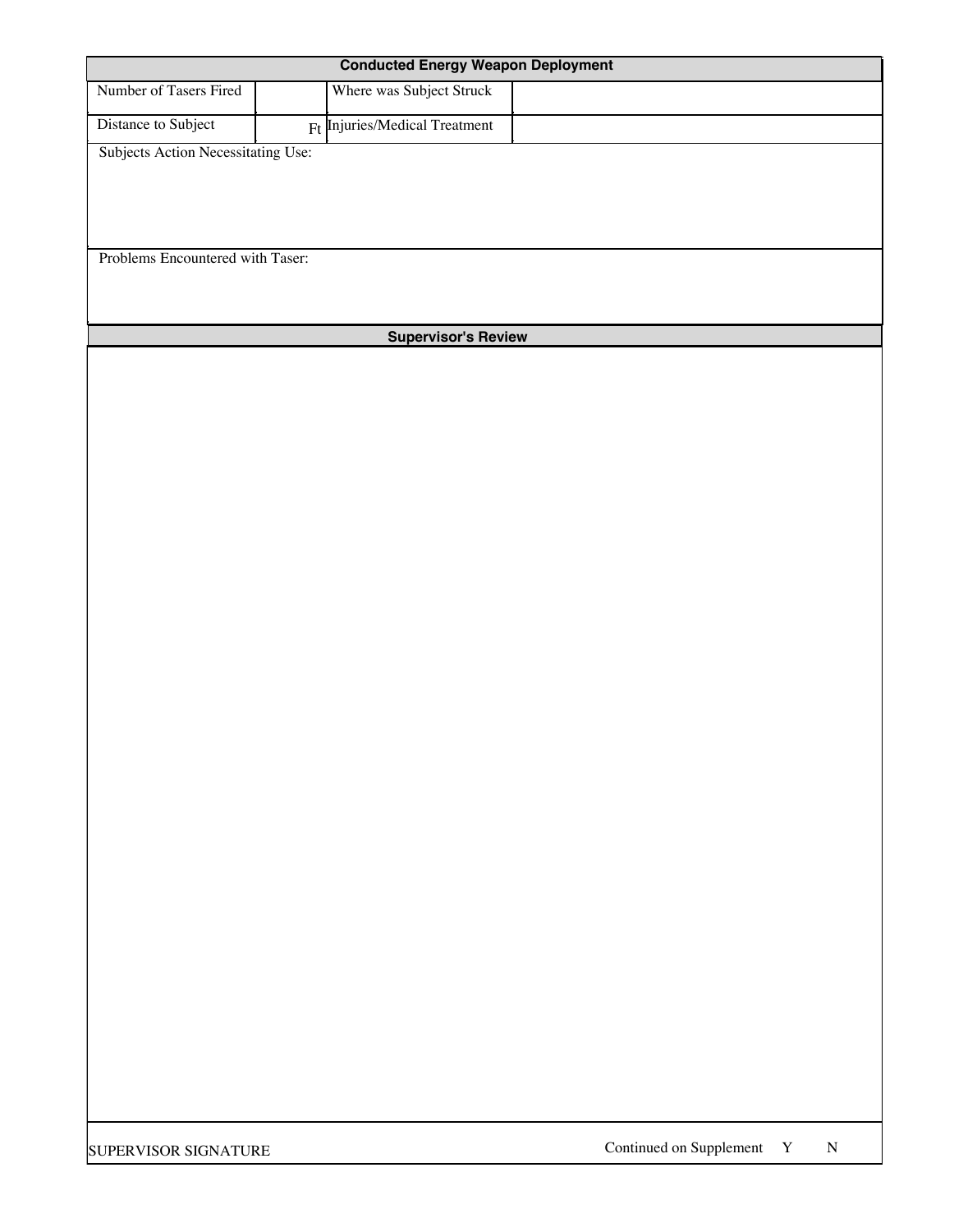## Conducted Energy Weapon Deployment

| | | | |
|---|---|---|---|
| Number of Tasers Fired | | Where was Subject Struck | |
| Distance to Subject | Ft | Injuries/Medical Treatment | |

Subjects Action Necessitating Use:

Problems Encountered with Taser:

## Supervisor's Review

SUPERVISOR SIGNATURE

Continued on Supplement Y N